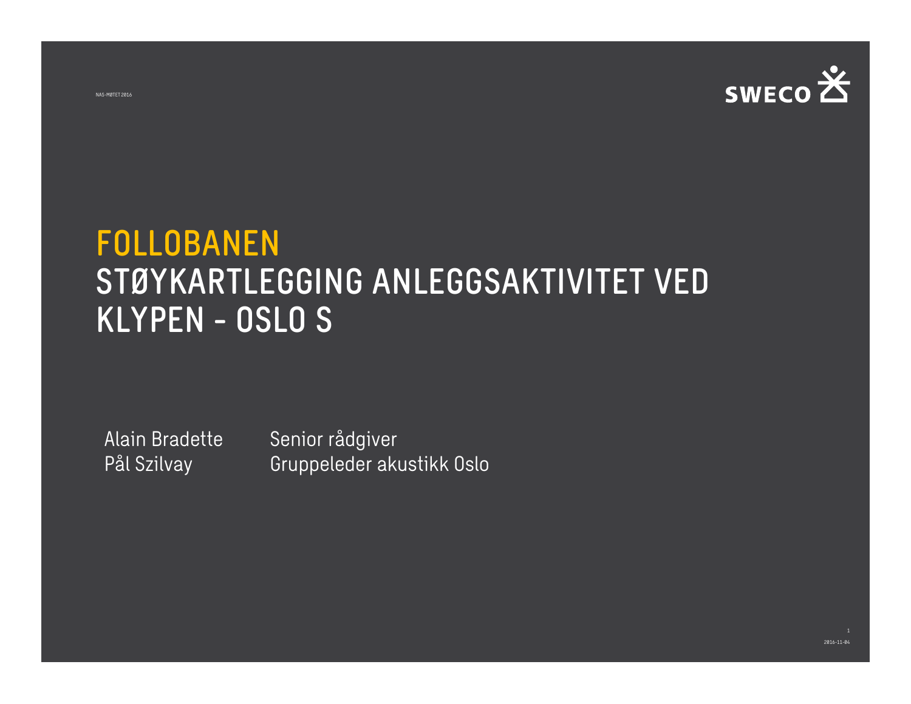# FOLLOBANEN
# STØYKARTLEGGING ANLEGGSAKTIVITET VED KLYPEN - OSLO S

Alain Bradette — Senior rådgiver

Pål Szilvay — Gruppeleder akustikk Oslo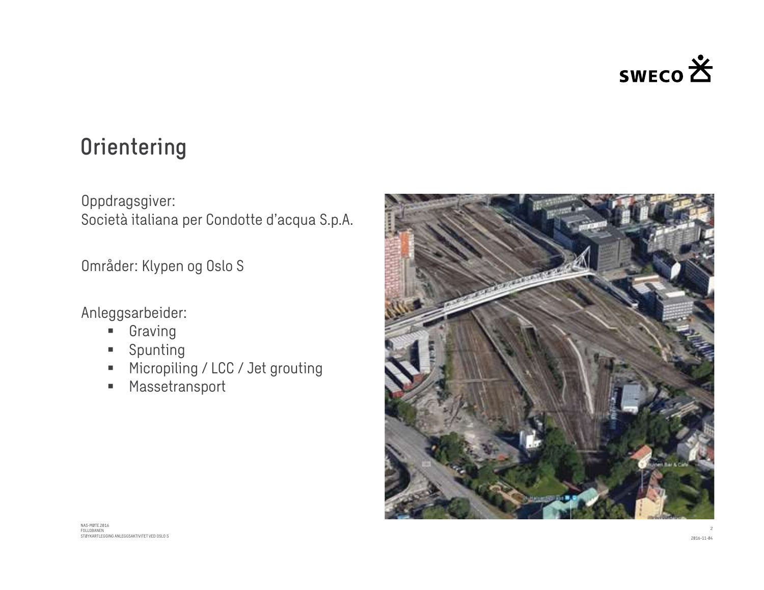# Orientering

Oppdragsgiver:
Società italiana per Condotte d'acqua S.p.A.

Områder: Klypen og Oslo S

Anleggsarbeider:

- Graving
- Spunting
- Micropiling / LCC / Jet grouting
- Massetransport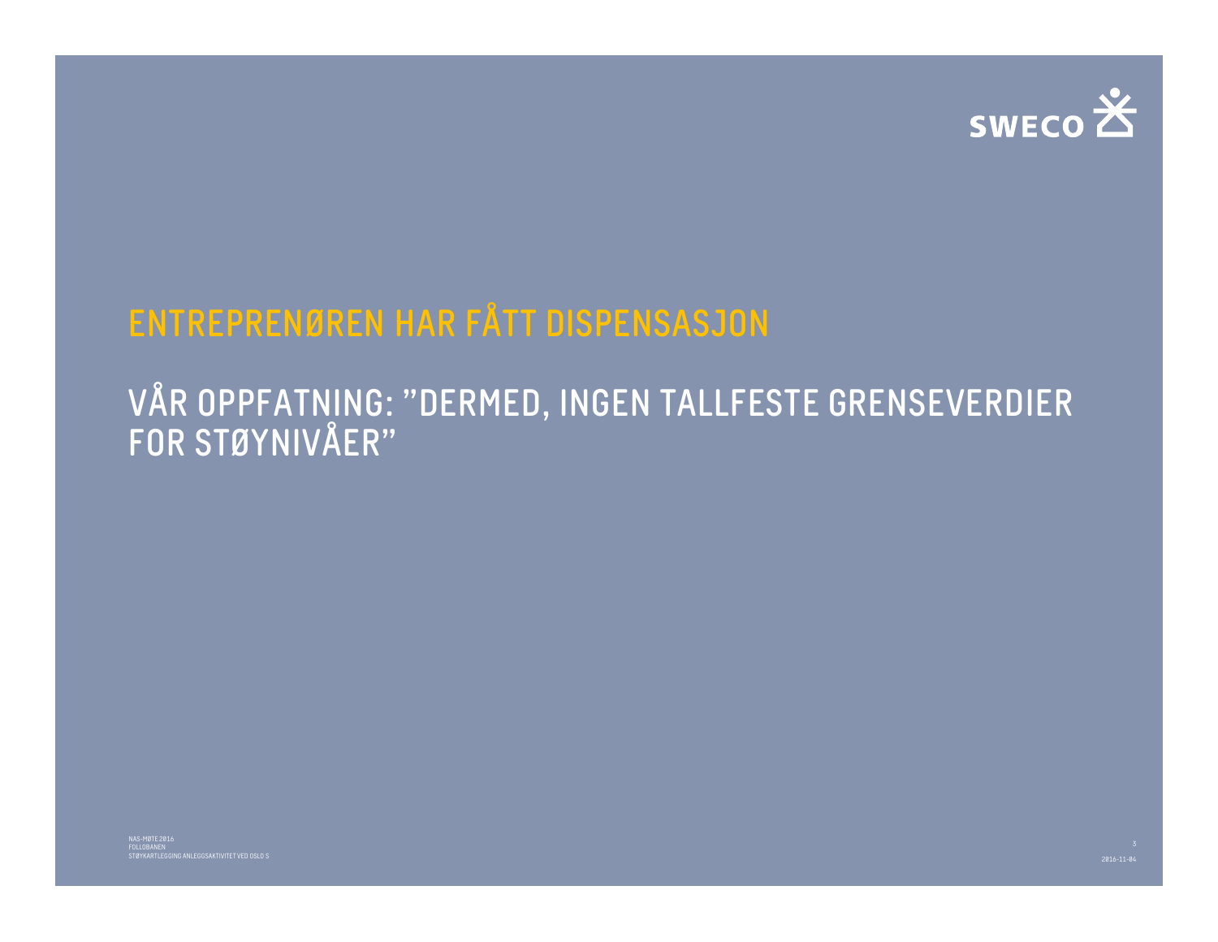# ENTREPRENØREN HAR FÅTT DISPENSASJON

## VÅR OPPFATNING: ”DERMED, INGEN TALLFESTE GRENSEVERDIER FOR STØYNIVÅER”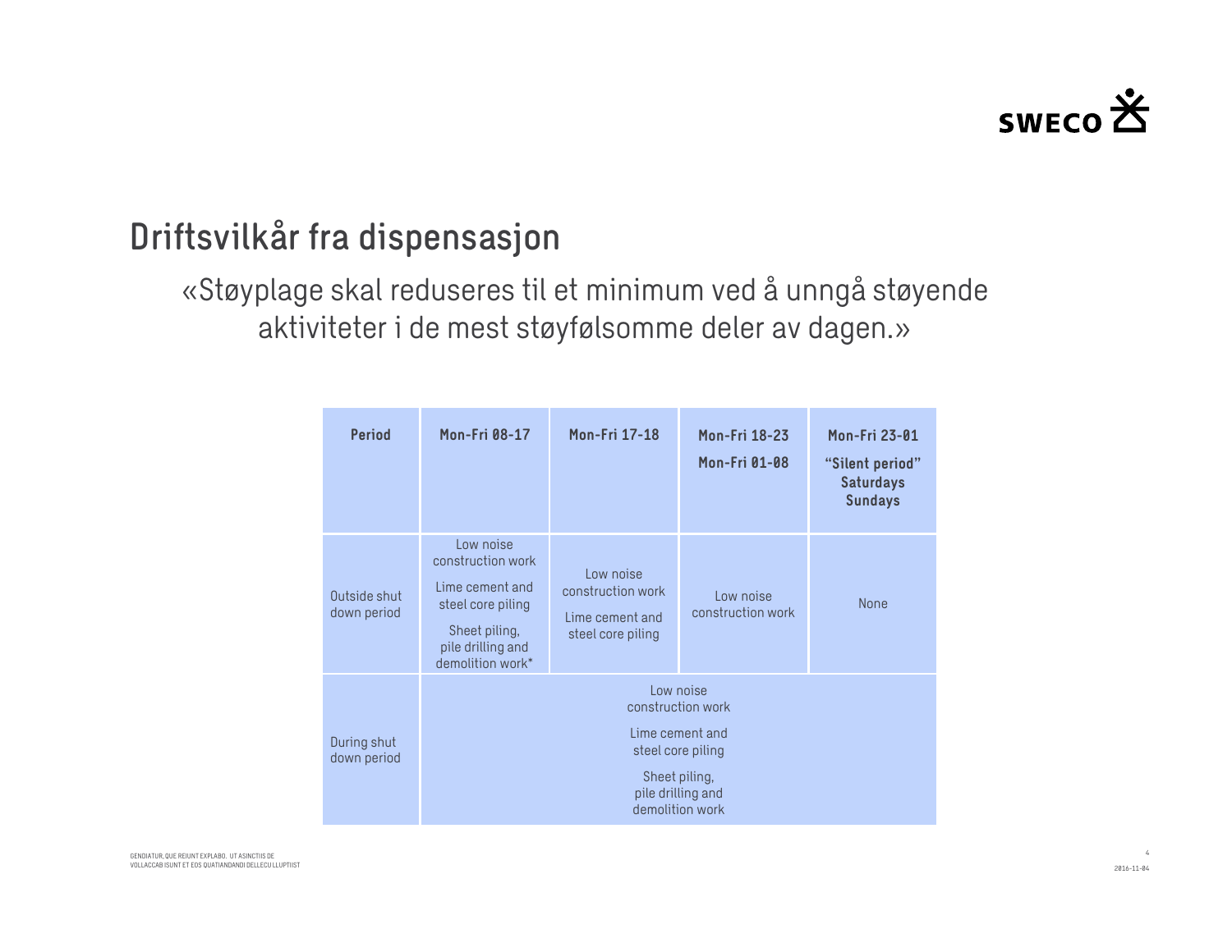# Driftsvilkår fra dispensasjon

«Støyplage skal reduseres til et minimum ved å unngå støyende aktiviteter i de mest støyfølsomme deler av dagen.»

| Period | Mon-Fri 08-17 | Mon-Fri 17-18 | Mon-Fri 18-23<br>Mon-Fri 01-08 | Mon-Fri 23-01<br>"Silent period"<br>Saturdays<br>Sundays |
|---|---|---|---|---|
| Outside shut down period | Low noise construction work<br>Lime cement and steel core piling<br>Sheet piling, pile drilling and demolition work* | Low noise construction work<br>Lime cement and steel core piling | Low noise construction work | None |
| During shut down period | Low noise construction work<br>Lime cement and steel core piling<br>Sheet piling, pile drilling and demolition work | | | |

GENDIATUR, QUE REIUNT EXPLABO. UT ASINCTIIS DE VOLLACCAB ISUNT ET EOS QUATIANDANDI DELLECU LLUPTIIST

2016-11-04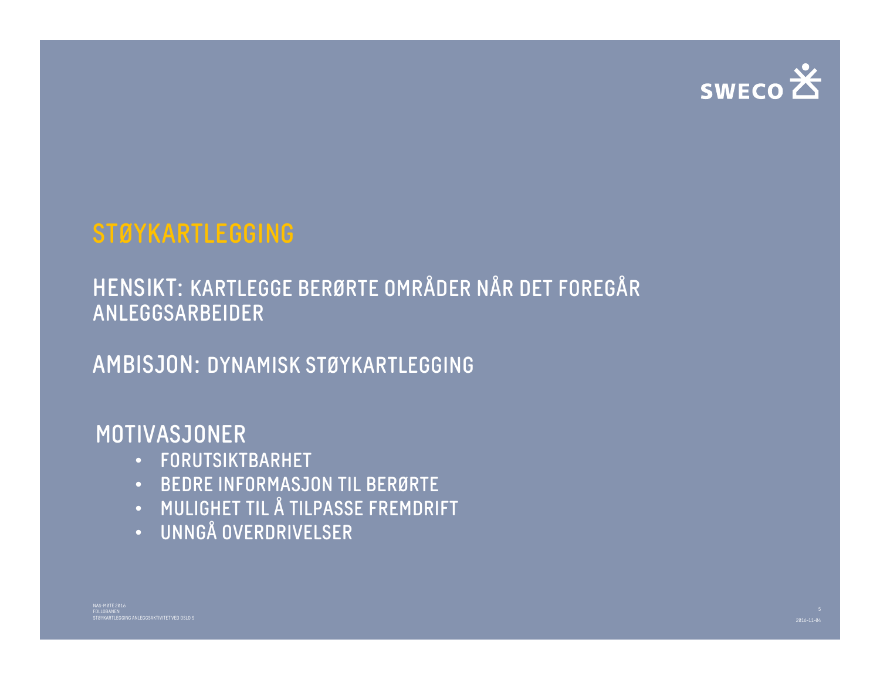# STØYKARTLEGGING

**HENSIKT:** KARTLEGGE BERØRTE OMRÅDER NÅR DET FOREGÅR ANLEGGSARBEIDER

**AMBISJON:** DYNAMISK STØYKARTLEGGING

## MOTIVASJONER

- FORUTSIKTBARHET
- BEDRE INFORMASJON TIL BERØRTE
- MULIGHET TIL Å TILPASSE FREMDRIFT
- UNNGÅ OVERDRIVELSER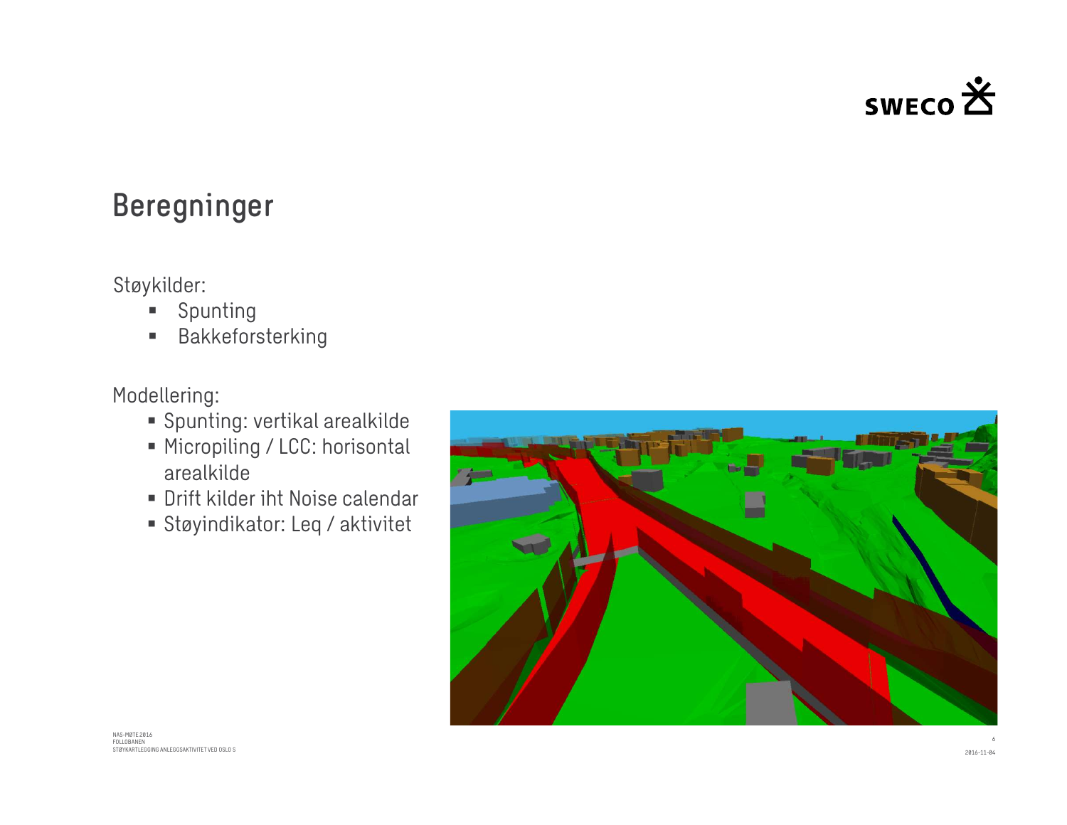# Beregninger

Støykilder:

- Spunting
- Bakkeforsterking

Modellering:

- Spunting: vertikal arealkilde
- Micropiling / LCC: horisontal arealkilde
- Drift kilder iht Noise calendar
- Støyindikator: Leq / aktivitet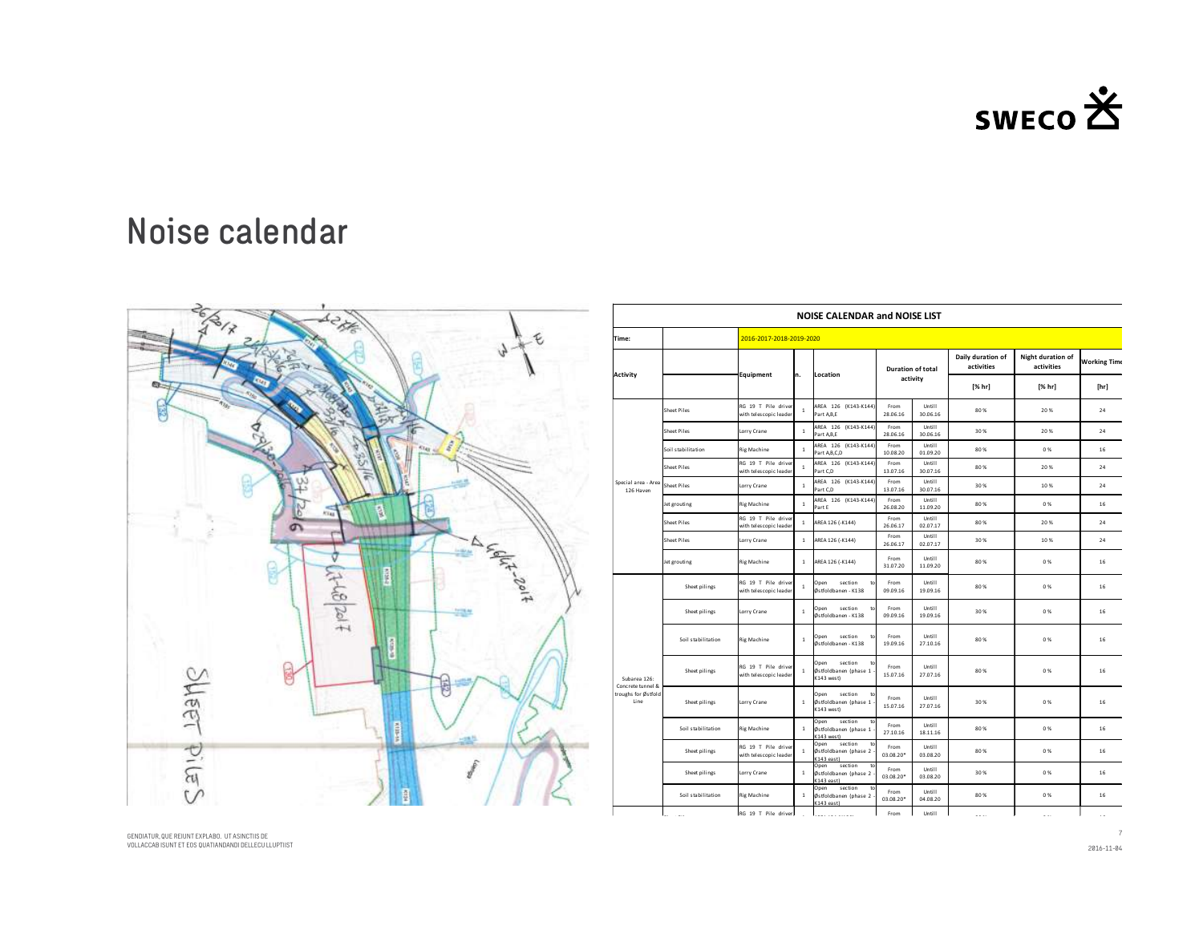# Noise calendar

| NOISE CALENDAR and NOISE LIST | | | | | | | | | |
|---|---|---|---|---|---|---|---|---|---|
| Time: | | 2016-2017-2018-2019-2020 | | | | | | | |
| Activity | | Equipment | n. | Location | Duration of total activity | | Daily duration of activities | Night duration of activities | Working Time |
| | | | | | | | [% hr] | [% hr] | [hr] |
| Special area - Area 126 Haven | Sheet Piles | RG 19 T Pile driver with telescopic leader | 1 | AREA 126 (K143-K144) Part A,B,E | From 28.06.16 | Untill 30.06.16 | 80 % | 20 % | 24 |
| | Sheet Piles | Lorry Crane | 1 | AREA 126 (K143-K144) Part A,B,E | From 28.06.16 | Untill 30.06.16 | 30 % | 20 % | 24 |
| | Soil stabilitation | Rig Machine | 1 | AREA 126 (K143-K144) Part A,B,C,D | From 10.08.20 | Untill 01.09.20 | 80 % | 0 % | 16 |
| | Sheet Piles | RG 19 T Pile driver with telescopic leader | 1 | AREA 126 (K143-K144) Part C,D | From 13.07.16 | Untill 30.07.16 | 80 % | 20 % | 24 |
| | Sheet Piles | Lorry Crane | 1 | AREA 126 (K143-K144) Part C,D | From 13.07.16 | Untill 30.07.16 | 30 % | 10 % | 24 |
| | Jet grouting | Rig Machine | 1 | AREA 126 (K143-K144) Part E | From 26.08.20 | Untill 11.09.20 | 80 % | 0 % | 16 |
| | Sheet Piles | RG 19 T Pile driver with telescopic leader | 1 | AREA 126 (-K144) | From 26.06.17 | Untill 02.07.17 | 80 % | 20 % | 24 |
| | Sheet Piles | Lorry Crane | 1 | AREA 126 (-K144) | From 26.06.17 | Untill 02.07.17 | 30 % | 10 % | 24 |
| | Jet grouting | Rig Machine | 1 | AREA 126 (-K144) | From 31.07.20 | Untill 11.09.20 | 80 % | 0 % | 16 |
| Subarea 126: Concrete tunnel & troughs for Østfold Line | Sheet pilings | RG 19 T Pile driver with telescopic leader | 1 | Open section to Østfoldbanen - K138 | From 09.09.16 | Untill 19.09.16 | 80 % | 0 % | 16 |
| | Sheet pilings | Lorry Crane | 1 | Open section to Østfoldbanen - K138 | From 09.09.16 | Untill 19.09.16 | 30 % | 0 % | 16 |
| | Soil stabilitation | Rig Machine | 1 | Open section to Østfoldbanen - K138 | From 19.09.16 | Untill 27.10.16 | 80 % | 0 % | 16 |
| | Sheet pilings | RG 19 T Pile driver with telescopic leader | 1 | Open section to Østfoldbanen (phase 1 - K143 west) | From 15.07.16 | Untill 27.07.16 | 80 % | 0 % | 16 |
| | Sheet pilings | Lorry Crane | 1 | Open section to Østfoldbanen (phase 1 - K143 west) | From 15.07.16 | Untill 27.07.16 | 30 % | 0 % | 16 |
| | Soil stabilitation | Rig Machine | 1 | Open section to Østfoldbanen (phase 1 - K143 west) | From 27.10.16 | Untill 18.11.16 | 80 % | 0 % | 16 |
| | Sheet pilings | RG 19 T Pile driver with telescopic leader | 1 | Open section to Østfoldbanen (phase 2 - K143 east) | From 03.08.20* | Untill 03.08.20 | 80 % | 0 % | 16 |
| | Sheet pilings | Lorry Crane | 1 | Open section to Østfoldbanen (phase 2 - K143 east) | From 03.08.20* | Untill 03.08.20 | 30 % | 0 % | 16 |
| | Soil stabilitation | Rig Machine | 1 | Open section to Østfoldbanen (phase 2 - K143 east) | From 03.08.20* | Untill 04.08.20 | 80 % | 0 % | 16 |
| | | RG 19 T Pile driver | | | From | Untill | | | |

GENDIATUR, QUE REIUNT EXPLABO. UT ASINCTIIS DE VOLLACCAB ISUNT ET EOS QUATIANDANDI DELLECU LLUPTIIST

2016-11-04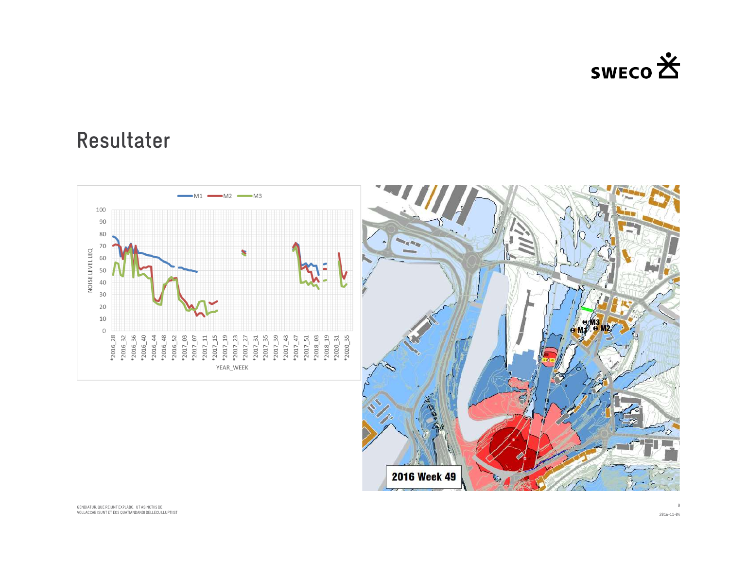# Resultater

M1 M2 M3

NOISE LEVEL LEQ

YEAR_WEEK

2016 Week 49

GENDIATUR, QUE REIUNT EXPLABO. UT ASINCTIIS DE
VOLLACCAB ISUNT ET EOS QUATIANDANDI DELLECU LLUPTIIST

2016-11-04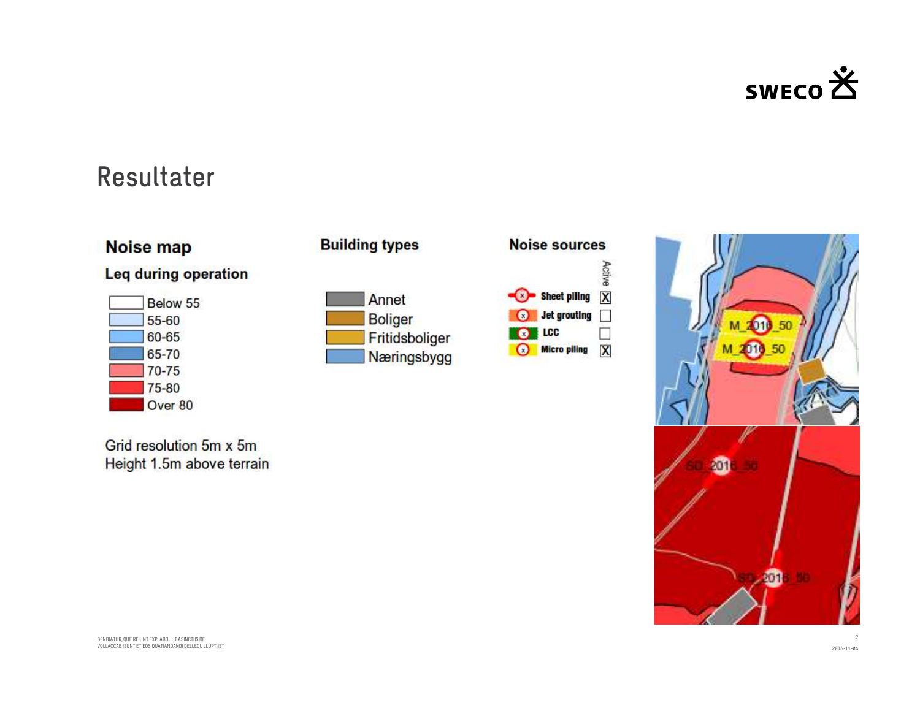# Resultater

## Noise map

### Leq during operation

- Below 55
- 55-60
- 60-65
- 65-70
- 70-75
- 75-80
- Over 80

Grid resolution 5m x 5m
Height 1.5m above terrain

## Building types

- Annet
- Boliger
- Fritidsboliger
- Næringsbygg

## Noise sources

| Source | Active |
| --- | --- |
| Sheet piling | X |
| Jet grouting | |
| LCC | |
| Micro piling | X |

M_2016_50

M_2016_50

SD_2016_50

SD_2016_50

GENDIATUR, QUE REIUNT EXPLABO. UT ASINCTIIS DE VOLLACCAB ISUNT ET EOS QUATIANDANDI DELLECU LLUPTIIST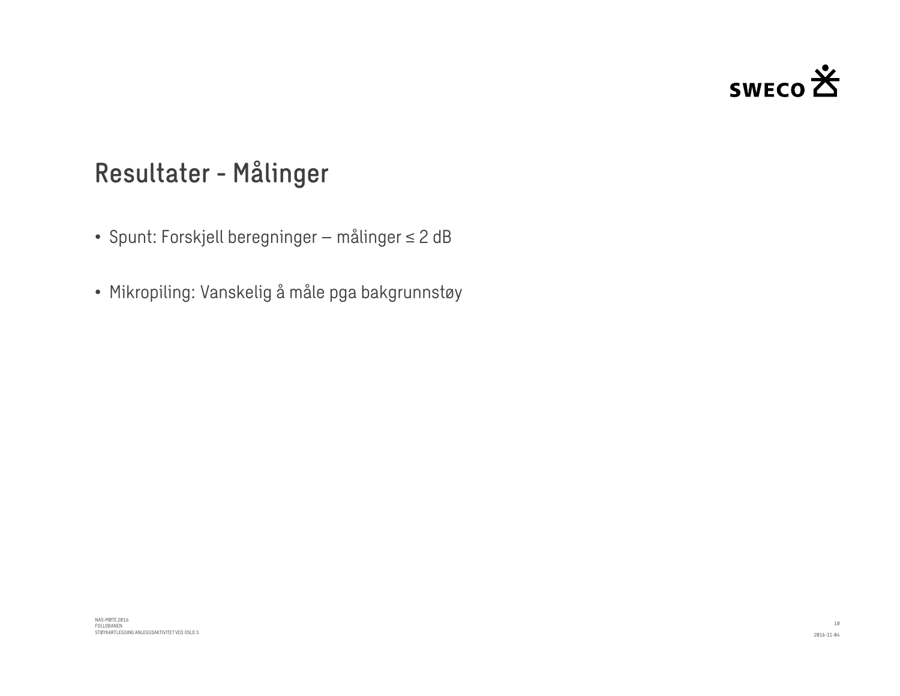# Resultater - Målinger

- Spunt: Forskjell beregninger – målinger ≤ 2 dB
- Mikropiling: Vanskelig å måle pga bakgrunnstøy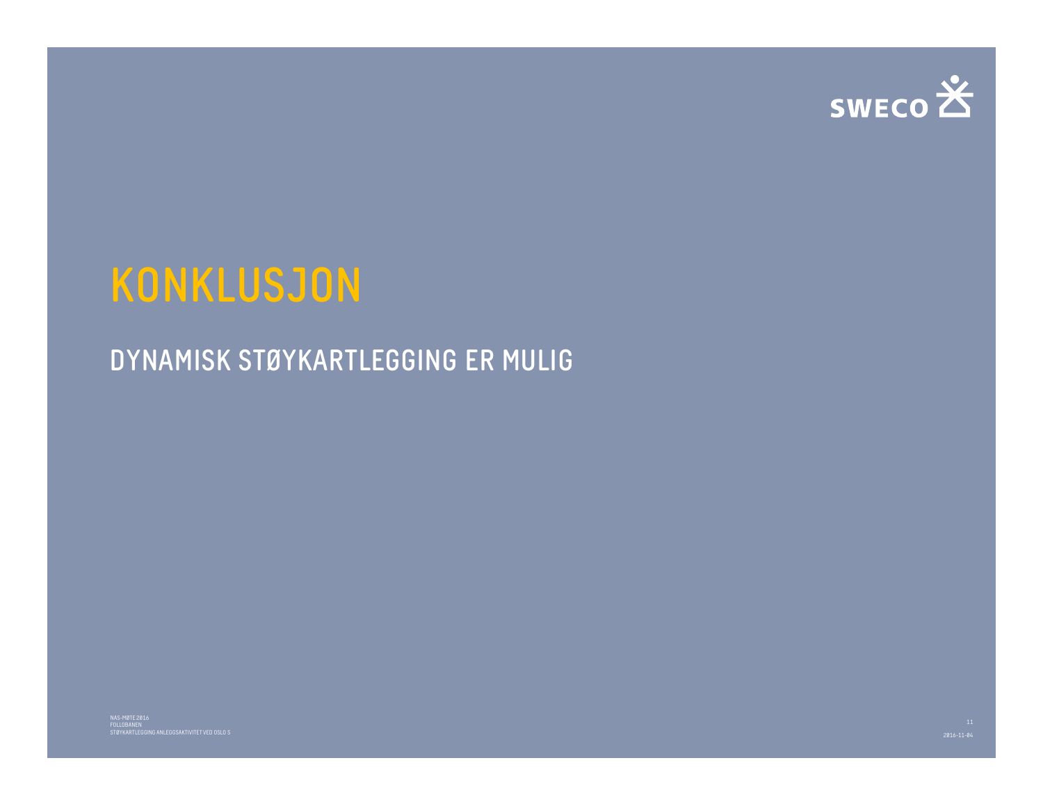# KONKLUSJON

## DYNAMISK STØYKARTLEGGING ER MULIG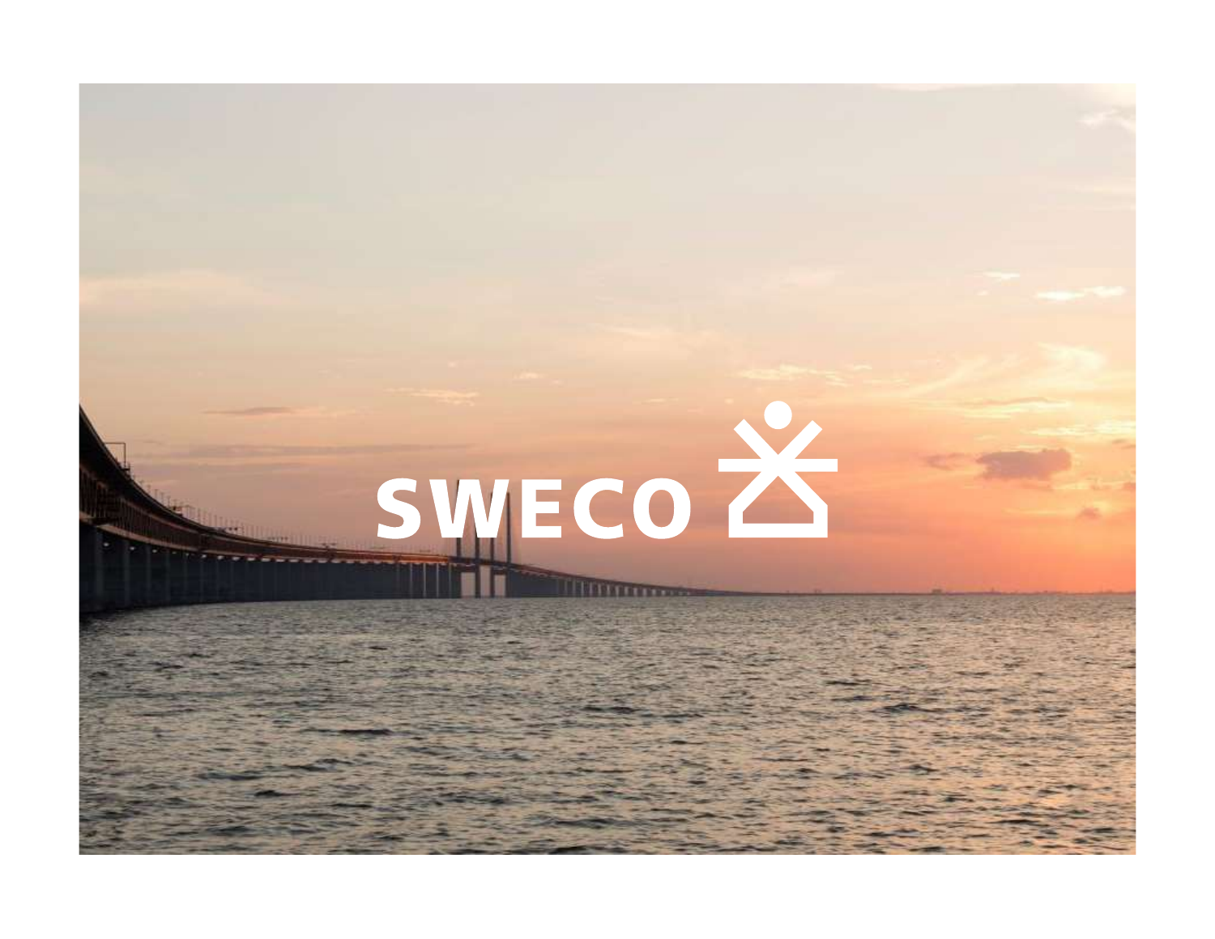SWECO